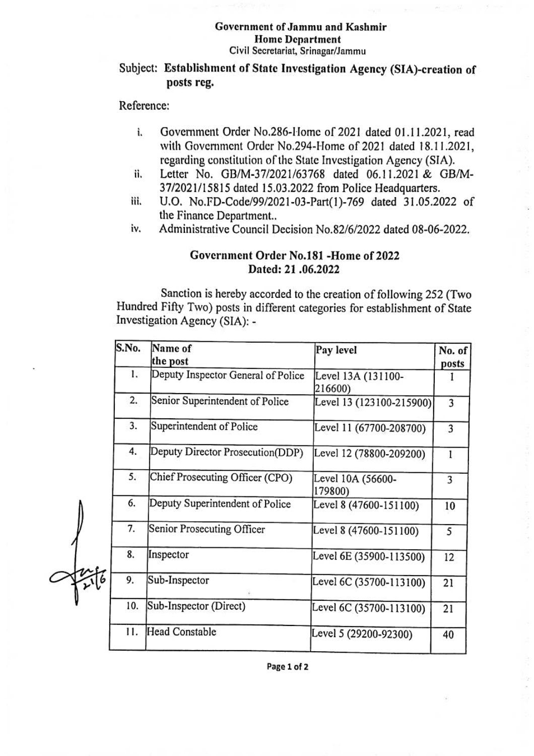**Government of Jammu and Kashmir**
**Home Department**
Civil Secretariat, Srinagar/Jammu

Subject: **Establishment of State Investigation Agency (SIA)-creation of posts reg.**

Reference:

i. Government Order No.286-Home of 2021 dated 01.11.2021, read with Government Order No.294-Home of 2021 dated 18.11.2021, regarding constitution of the State Investigation Agency (SIA).
ii. Letter No. GB/M-37/2021/63768 dated 06.11.2021 & GB/M-37/2021/15815 dated 15.03.2022 from Police Headquarters.
iii. U.O. No.FD-Code/99/2021-03-Part(1)-769 dated 31.05.2022 of the Finance Department..
iv. Administrative Council Decision No.82/6/2022 dated 08-06-2022.

**Government Order No.181 -Home of 2022**
**Dated: 21 .06.2022**

Sanction is hereby accorded to the creation of following 252 (Two Hundred Fifty Two) posts in different categories for establishment of State Investigation Agency (SIA): -

| S.No. | Name of the post | Pay level | No. of posts |
|---|---|---|---|
| 1. | Deputy Inspector General of Police | Level 13A (131100-216600) | 1 |
| 2. | Senior Superintendent of Police | Level 13 (123100-215900) | 3 |
| 3. | Superintendent of Police | Level 11 (67700-208700) | 3 |
| 4. | Deputy Director Prosecution(DDP) | Level 12 (78800-209200) | 1 |
| 5. | Chief Prosecuting Officer (CPO) | Level 10A (56600-179800) | 3 |
| 6. | Deputy Superintendent of Police | Level 8 (47600-151100) | 10 |
| 7. | Senior Prosecuting Officer | Level 8 (47600-151100) | 5 |
| 8. | Inspector | Level 6E (35900-113500) | 12 |
| 9. | Sub-Inspector | Level 6C (35700-113100) | 21 |
| 10. | Sub-Inspector (Direct) | Level 6C (35700-113100) | 21 |
| 11. | Head Constable | Level 5 (29200-92300) | 40 |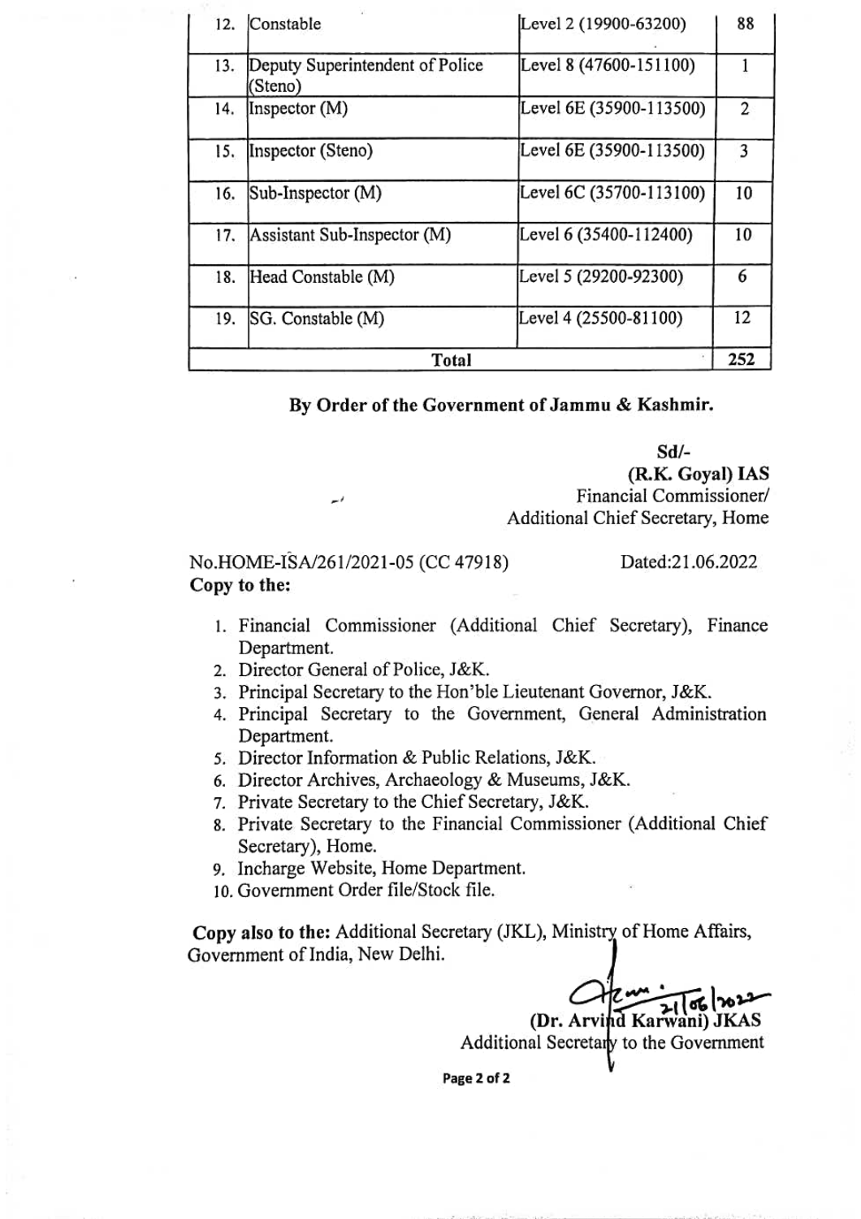| | | | |
|---|---|---|---|
| 12. | Constable | Level 2 (19900-63200) | 88 |
| 13. | Deputy Superintendent of Police (Steno) | Level 8 (47600-151100) | 1 |
| 14. | Inspector (M) | Level 6E (35900-113500) | 2 |
| 15. | Inspector (Steno) | Level 6E (35900-113500) | 3 |
| 16. | Sub-Inspector (M) | Level 6C (35700-113100) | 10 |
| 17. | Assistant Sub-Inspector (M) | Level 6 (35400-112400) | 10 |
| 18. | Head Constable (M) | Level 5 (29200-92300) | 6 |
| 19. | SG. Constable (M) | Level 4 (25500-81100) | 12 |
| | **Total** | | **252** |

**By Order of the Government of Jammu & Kashmir.**

Sd/-
**(R.K. Goyal) IAS**
Financial Commissioner/
Additional Chief Secretary, Home

No.HOME-ISA/261/2021-05 (CC 47918) Dated:21.06.2022

**Copy to the:**

1. Financial Commissioner (Additional Chief Secretary), Finance Department.
2. Director General of Police, J&K.
3. Principal Secretary to the Hon'ble Lieutenant Governor, J&K.
4. Principal Secretary to the Government, General Administration Department.
5. Director Information & Public Relations, J&K.
6. Director Archives, Archaeology & Museums, J&K.
7. Private Secretary to the Chief Secretary, J&K.
8. Private Secretary to the Financial Commissioner (Additional Chief Secretary), Home.
9. Incharge Website, Home Department.
10. Government Order file/Stock file.

**Copy also to the:** Additional Secretary (JKL), Ministry of Home Affairs, Government of India, New Delhi.

21/06/2022
**(Dr. Arvind Karwani) JKAS**
Additional Secretary to the Government